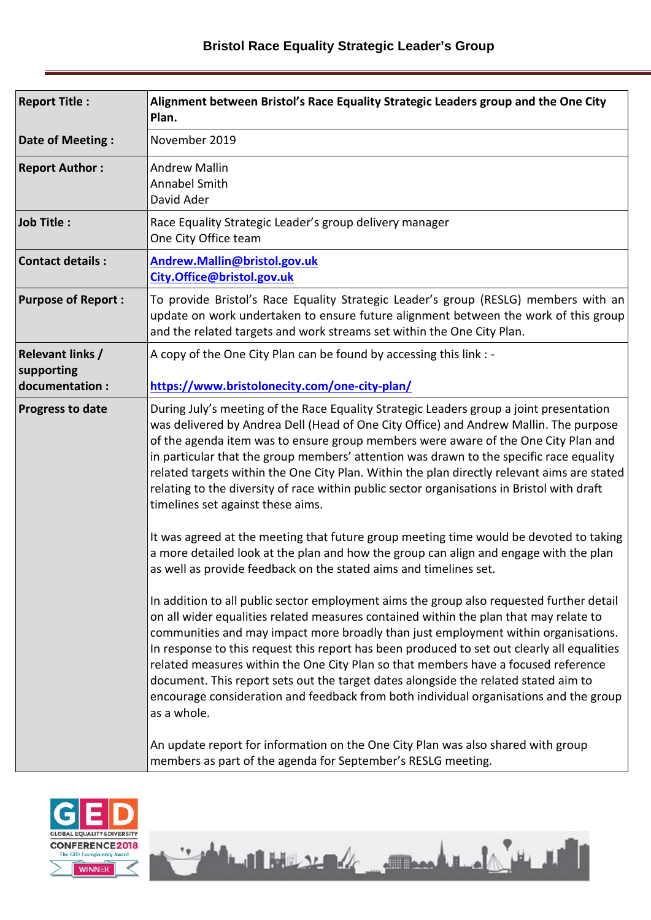# Bristol Race Equality Strategic Leader's Group

| | |
|---|---|
| **Report Title :** | **Alignment between Bristol's Race Equality Strategic Leaders group and the One City Plan.** |
| **Date of Meeting :** | November 2019 |
| **Report Author :** | Andrew Mallin<br>Annabel Smith<br>David Ader |
| **Job Title :** | Race Equality Strategic Leader's group delivery manager<br>One City Office team |
| **Contact details :** | **Andrew.Mallin@bristol.gov.uk**<br>**City.Office@bristol.gov.uk** |
| **Purpose of Report :** | To provide Bristol's Race Equality Strategic Leader's group (RESLG) members with an update on work undertaken to ensure future alignment between the work of this group and the related targets and work streams set within the One City Plan. |
| **Relevant links / supporting documentation :** | A copy of the One City Plan can be found by accessing this link : -<br><br>**https://www.bristolonecity.com/one-city-plan/** |
| **Progress to date** | During July's meeting of the Race Equality Strategic Leaders group a joint presentation was delivered by Andrea Dell (Head of One City Office) and Andrew Mallin. The purpose of the agenda item was to ensure group members were aware of the One City Plan and in particular that the group members' attention was drawn to the specific race equality related targets within the One City Plan. Within the plan directly relevant aims are stated relating to the diversity of race within public sector organisations in Bristol with draft timelines set against these aims.<br><br>It was agreed at the meeting that future group meeting time would be devoted to taking a more detailed look at the plan and how the group can align and engage with the plan as well as provide feedback on the stated aims and timelines set.<br><br>In addition to all public sector employment aims the group also requested further detail on all wider equalities related measures contained within the plan that may relate to communities and may impact more broadly than just employment within organisations. In response to this request this report has been produced to set out clearly all equalities related measures within the One City Plan so that members have a focused reference document. This report sets out the target dates alongside the related stated aim to encourage consideration and feedback from both individual organisations and the group as a whole.<br><br>An update report for information on the One City Plan was also shared with group members as part of the agenda for September's RESLG meeting. |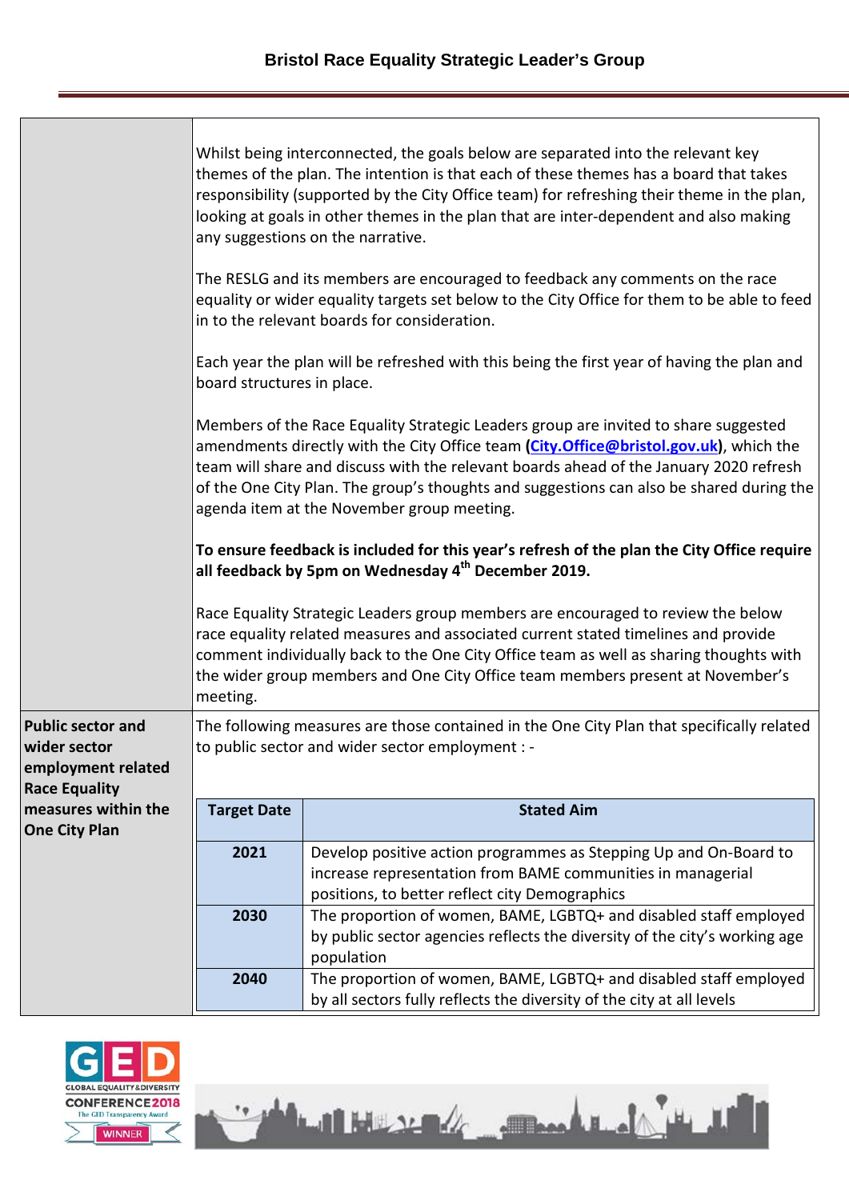Whilst being interconnected, the goals below are separated into the relevant key themes of the plan. The intention is that each of these themes has a board that takes responsibility (supported by the City Office team) for refreshing their theme in the plan, looking at goals in other themes in the plan that are inter-dependent and also making any suggestions on the narrative.

The RESLG and its members are encouraged to feedback any comments on the race equality or wider equality targets set below to the City Office for them to be able to feed in to the relevant boards for consideration.

Each year the plan will be refreshed with this being the first year of having the plan and board structures in place.

Members of the Race Equality Strategic Leaders group are invited to share suggested amendments directly with the City Office team (**City.Office@bristol.gov.uk**), which the team will share and discuss with the relevant boards ahead of the January 2020 refresh of the One City Plan. The group's thoughts and suggestions can also be shared during the agenda item at the November group meeting.

**To ensure feedback is included for this year's refresh of the plan the City Office require all feedback by 5pm on Wednesday 4th December 2019.**

Race Equality Strategic Leaders group members are encouraged to review the below race equality related measures and associated current stated timelines and provide comment individually back to the One City Office team as well as sharing thoughts with the wider group members and One City Office team members present at November's meeting.

**Public sector and wider sector employment related Race Equality measures within the One City Plan**

The following measures are those contained in the One City Plan that specifically related to public sector and wider sector employment : -

| Target Date | Stated Aim |
|---|---|
| **2021** | Develop positive action programmes as Stepping Up and On-Board to increase representation from BAME communities in managerial positions, to better reflect city Demographics |
| **2030** | The proportion of women, BAME, LGBTQ+ and disabled staff employed by public sector agencies reflects the diversity of the city's working age population |
| **2040** | The proportion of women, BAME, LGBTQ+ and disabled staff employed by all sectors fully reflects the diversity of the city at all levels |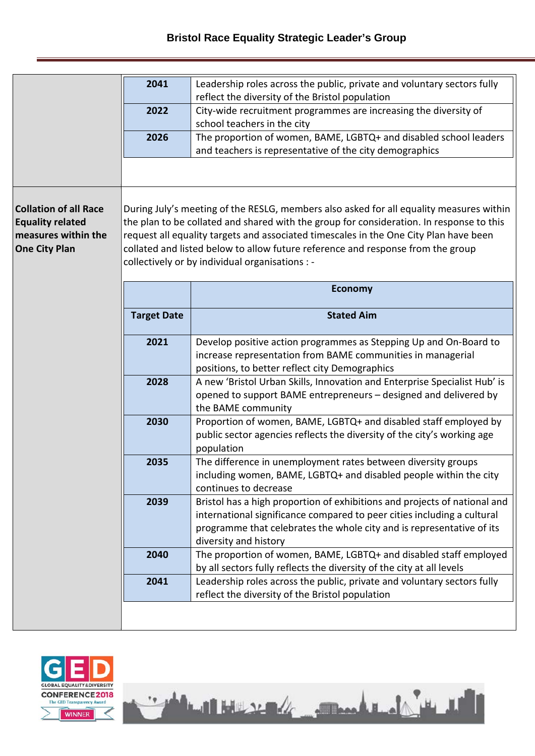| | |
|---|---|
| 2041 | Leadership roles across the public, private and voluntary sectors fully reflect the diversity of the Bristol population |
| 2022 | City-wide recruitment programmes are increasing the diversity of school teachers in the city |
| 2026 | The proportion of women, BAME, LGBTQ+ and disabled school leaders and teachers is representative of the city demographics |

**Collation of all Race Equality related measures within the One City Plan**

During July's meeting of the RESLG, members also asked for all equality measures within the plan to be collated and shared with the group for consideration. In response to this request all equality targets and associated timescales in the One City Plan have been collated and listed below to allow future reference and response from the group collectively or by individual organisations : -

| | Economy |
|---|---|
| **Target Date** | **Stated Aim** |
| 2021 | Develop positive action programmes as Stepping Up and On-Board to increase representation from BAME communities in managerial positions, to better reflect city Demographics |
| 2028 | A new 'Bristol Urban Skills, Innovation and Enterprise Specialist Hub' is opened to support BAME entrepreneurs – designed and delivered by the BAME community |
| 2030 | Proportion of women, BAME, LGBTQ+ and disabled staff employed by public sector agencies reflects the diversity of the city's working age population |
| 2035 | The difference in unemployment rates between diversity groups including women, BAME, LGBTQ+ and disabled people within the city continues to decrease |
| 2039 | Bristol has a high proportion of exhibitions and projects of national and international significance compared to peer cities including a cultural programme that celebrates the whole city and is representative of its diversity and history |
| 2040 | The proportion of women, BAME, LGBTQ+ and disabled staff employed by all sectors fully reflects the diversity of the city at all levels |
| 2041 | Leadership roles across the public, private and voluntary sectors fully reflect the diversity of the Bristol population |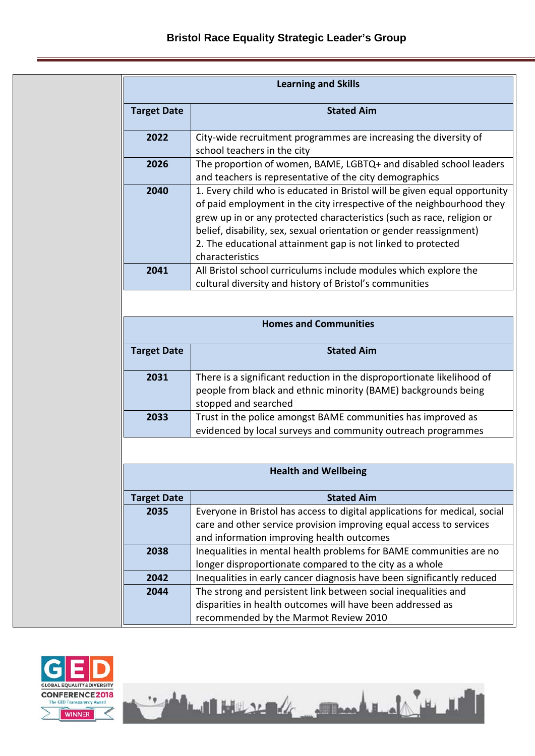| Learning and Skills | |
|---|---|
| **Target Date** | **Stated Aim** |
| **2022** | City-wide recruitment programmes are increasing the diversity of school teachers in the city |
| **2026** | The proportion of women, BAME, LGBTQ+ and disabled school leaders and teachers is representative of the city demographics |
| **2040** | 1. Every child who is educated in Bristol will be given equal opportunity of paid employment in the city irrespective of the neighbourhood they grew up in or any protected characteristics (such as race, religion or belief, disability, sex, sexual orientation or gender reassignment)<br>2. The educational attainment gap is not linked to protected characteristics |
| **2041** | All Bristol school curriculums include modules which explore the cultural diversity and history of Bristol's communities |

| Homes and Communities | |
|---|---|
| **Target Date** | **Stated Aim** |
| **2031** | There is a significant reduction in the disproportionate likelihood of people from black and ethnic minority (BAME) backgrounds being stopped and searched |
| **2033** | Trust in the police amongst BAME communities has improved as evidenced by local surveys and community outreach programmes |

| Health and Wellbeing | |
|---|---|
| **Target Date** | **Stated Aim** |
| **2035** | Everyone in Bristol has access to digital applications for medical, social care and other service provision improving equal access to services and information improving health outcomes |
| **2038** | Inequalities in mental health problems for BAME communities are no longer disproportionate compared to the city as a whole |
| **2042** | Inequalities in early cancer diagnosis have been significantly reduced |
| **2044** | The strong and persistent link between social inequalities and disparities in health outcomes will have been addressed as recommended by the Marmot Review 2010 |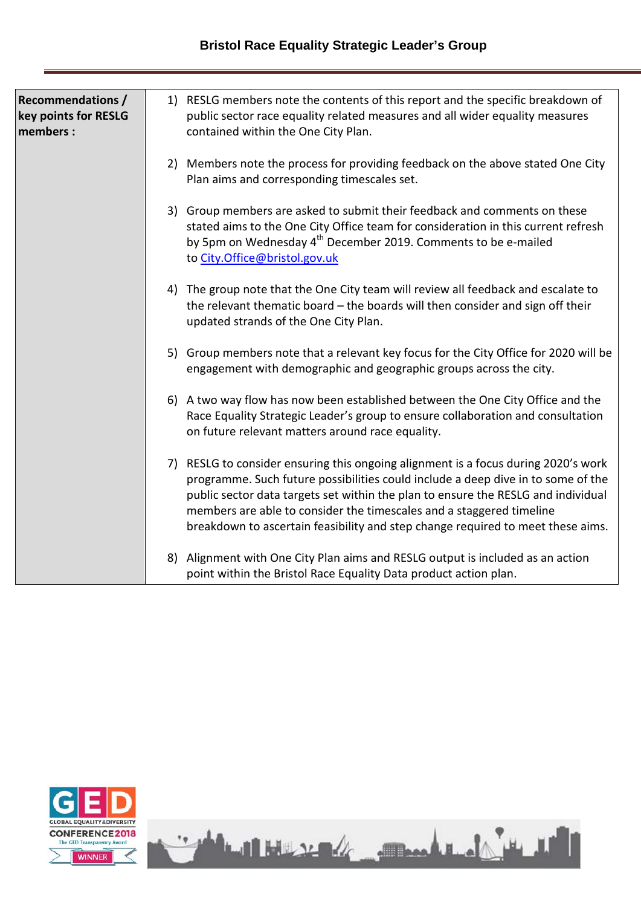| | |
|---|---|
| **Recommendations / key points for RESLG members :** | 1) RESLG members note the contents of this report and the specific breakdown of public sector race equality related measures and all wider equality measures contained within the One City Plan.<br><br>2) Members note the process for providing feedback on the above stated One City Plan aims and corresponding timescales set.<br><br>3) Group members are asked to submit their feedback and comments on these stated aims to the One City Office team for consideration in this current refresh by 5pm on Wednesday 4th December 2019. Comments to be e-mailed to City.Office@bristol.gov.uk<br><br>4) The group note that the One City team will review all feedback and escalate to the relevant thematic board – the boards will then consider and sign off their updated strands of the One City Plan.<br><br>5) Group members note that a relevant key focus for the City Office for 2020 will be engagement with demographic and geographic groups across the city.<br><br>6) A two way flow has now been established between the One City Office and the Race Equality Strategic Leader's group to ensure collaboration and consultation on future relevant matters around race equality.<br><br>7) RESLG to consider ensuring this ongoing alignment is a focus during 2020's work programme. Such future possibilities could include a deep dive in to some of the public sector data targets set within the plan to ensure the RESLG and individual members are able to consider the timescales and a staggered timeline breakdown to ascertain feasibility and step change required to meet these aims.<br><br>8) Alignment with One City Plan aims and RESLG output is included as an action point within the Bristol Race Equality Data product action plan. |